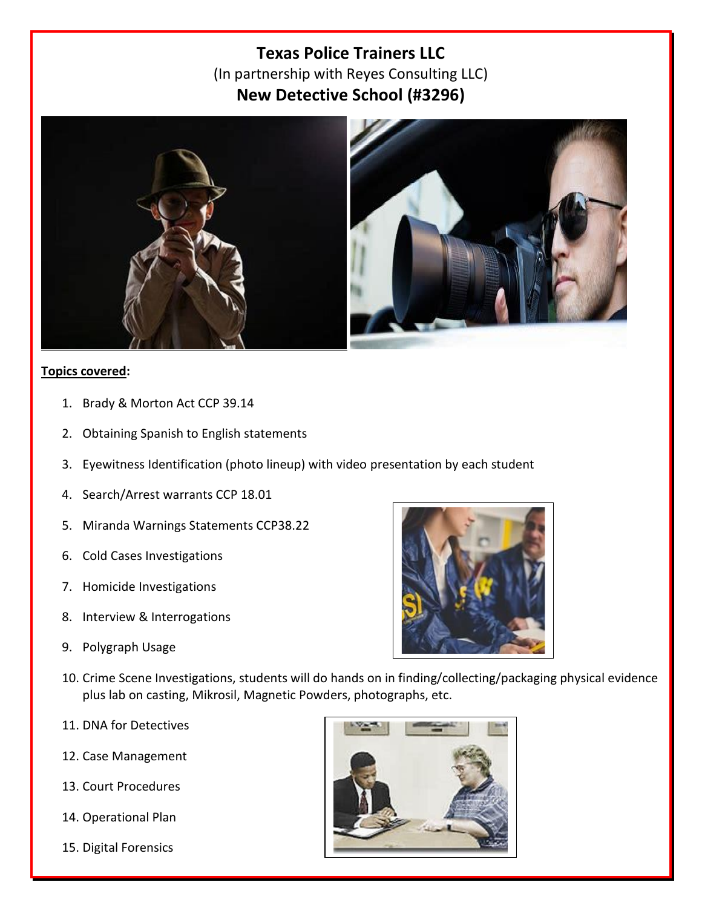# Texas Police Trainers LLC

(In partnership with Reyes Consulting LLC)

## New Detective School (#3296)

**Topics covered:**

1. Brady & Morton Act CCP 39.14
2. Obtaining Spanish to English statements
3. Eyewitness Identification (photo lineup) with video presentation by each student
4. Search/Arrest warrants CCP 18.01
5. Miranda Warnings Statements CCP38.22
6. Cold Cases Investigations
7. Homicide Investigations
8. Interview & Interrogations
9. Polygraph Usage
10. Crime Scene Investigations, students will do hands on in finding/collecting/packaging physical evidence plus lab on casting, Mikrosil, Magnetic Powders, photographs, etc.
11. DNA for Detectives
12. Case Management
13. Court Procedures
14. Operational Plan
15. Digital Forensics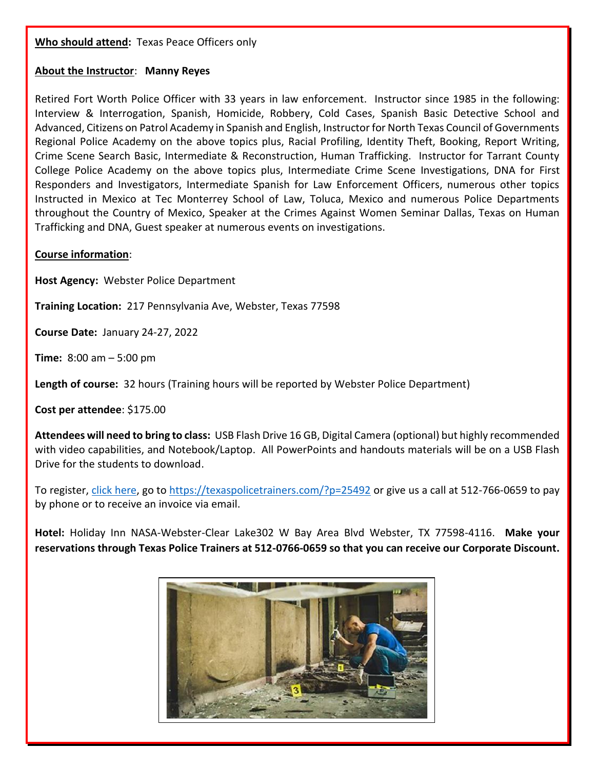**<u>Who should attend</u>:** Texas Peace Officers only

**<u>About the Instructor</u>**: **Manny Reyes**

Retired Fort Worth Police Officer with 33 years in law enforcement. Instructor since 1985 in the following: Interview & Interrogation, Spanish, Homicide, Robbery, Cold Cases, Spanish Basic Detective School and Advanced, Citizens on Patrol Academy in Spanish and English, Instructor for North Texas Council of Governments Regional Police Academy on the above topics plus, Racial Profiling, Identity Theft, Booking, Report Writing, Crime Scene Search Basic, Intermediate & Reconstruction, Human Trafficking. Instructor for Tarrant County College Police Academy on the above topics plus, Intermediate Crime Scene Investigations, DNA for First Responders and Investigators, Intermediate Spanish for Law Enforcement Officers, numerous other topics Instructed in Mexico at Tec Monterrey School of Law, Toluca, Mexico and numerous Police Departments throughout the Country of Mexico, Speaker at the Crimes Against Women Seminar Dallas, Texas on Human Trafficking and DNA, Guest speaker at numerous events on investigations.

**<u>Course information</u>**:

**Host Agency:** Webster Police Department

**Training Location:** 217 Pennsylvania Ave, Webster, Texas 77598

**Course Date:** January 24-27, 2022

**Time:** 8:00 am – 5:00 pm

**Length of course:** 32 hours (Training hours will be reported by Webster Police Department)

**Cost per attendee**: $175.00

**Attendees will need to bring to class:** USB Flash Drive 16 GB, Digital Camera (optional) but highly recommended with video capabilities, and Notebook/Laptop. All PowerPoints and handouts materials will be on a USB Flash Drive for the students to download.

To register, click here, go to https://texaspolicetrainers.com/?p=25492 or give us a call at 512-766-0659 to pay by phone or to receive an invoice via email.

**Hotel:** Holiday Inn NASA-Webster-Clear Lake302 W Bay Area Blvd Webster, TX 77598-4116. **Make your reservations through Texas Police Trainers at 512-0766-0659 so that you can receive our Corporate Discount.**